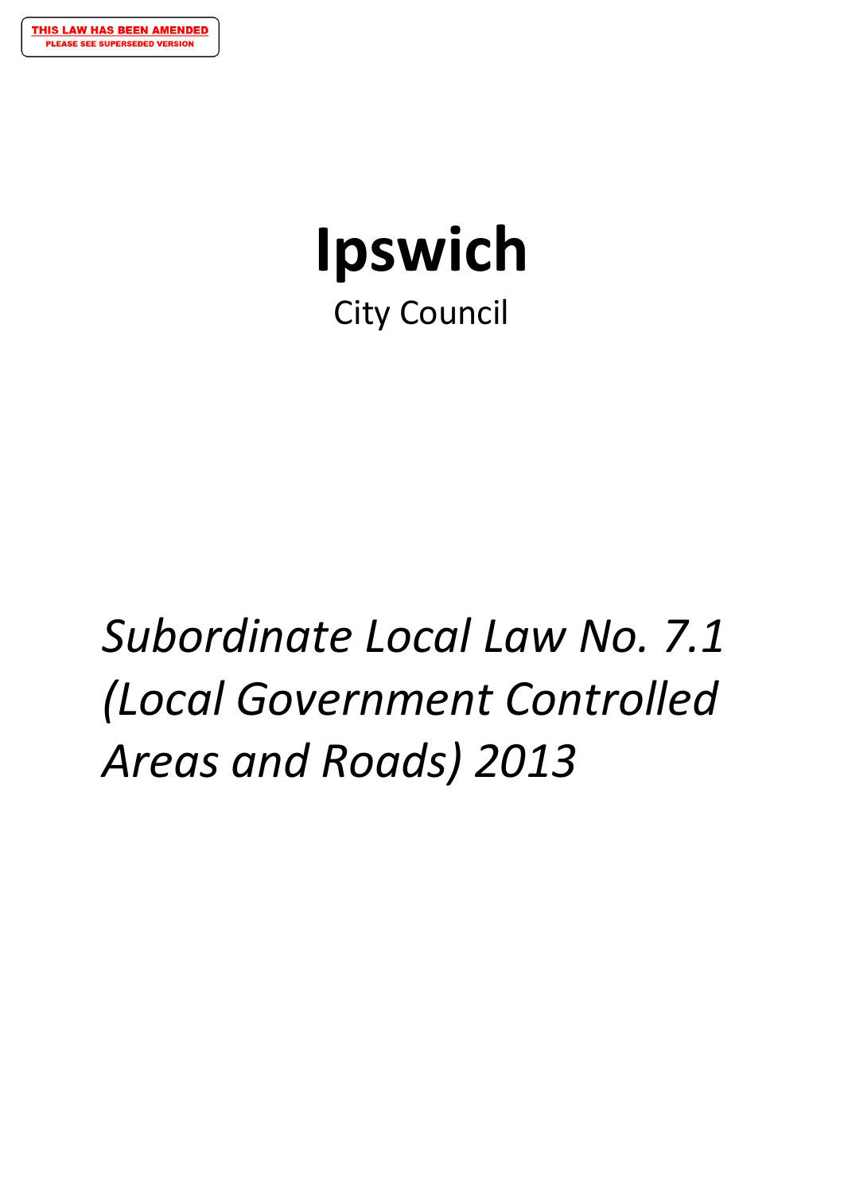**THIS LAW HAS BEEN AMENDED**
**PLEASE SEE SUPERSEDED VERSION**

# Ipswich

City Council

*Subordinate Local Law No. 7.1 (Local Government Controlled Areas and Roads) 2013*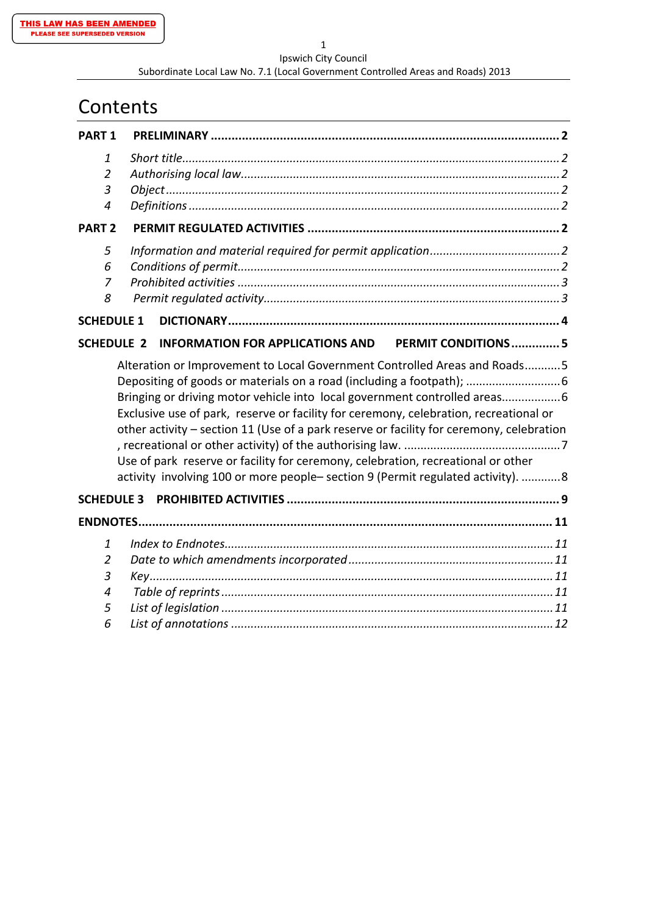THIS LAW HAS BEEN AMENDED
PLEASE SEE SUPERSEDED VERSION

# Contents

**PART 1 PRELIMINARY .................................................................................................. 2**

1 *Short title.................................................................................................................. 2*
2 *Authorising local law................................................................................................ 2*
3 *Object...................................................................................................................... 2*
4 *Definitions ............................................................................................................... 2*

**PART 2 PERMIT REGULATED ACTIVITIES ...................................................................... 2**

5 *Information and material required for permit application...................................... 2*
6 *Conditions of permit................................................................................................ 2*
7 *Prohibited activities ................................................................................................ 3*
8 *Permit regulated activity.......................................................................................... 3*

**SCHEDULE 1 DICTIONARY............................................................................................. 4**

**SCHEDULE 2 INFORMATION FOR APPLICATIONS AND PERMIT CONDITIONS.............. 5**

Alteration or Improvement to Local Government Controlled Areas and Roads........... 5
Depositing of goods or materials on a road (including a footpath); ............................ 6
Bringing or driving motor vehicle into local government controlled areas.................. 6
Exclusive use of park, reserve or facility for ceremony, celebration, recreational or other activity – section 11 (Use of a park reserve or facility for ceremony, celebration , recreational or other activity) of the authorising law. ............................................... 7
Use of park reserve or facility for ceremony, celebration, recreational or other activity involving 100 or more people– section 9 (Permit regulated activity). ............ 8

**SCHEDULE 3 PROHIBITED ACTIVITIES ............................................................................ 9**

**ENDNOTES.................................................................................................................... 11**

1 *Index to Endnotes.................................................................................................. 11*
2 *Date to which amendments incorporated ............................................................ 11*
3 *Key......................................................................................................................... 11*
4 *Table of reprints .................................................................................................... 11*
5 *List of legislation ................................................................................................... 11*
6 *List of annotations ................................................................................................ 12*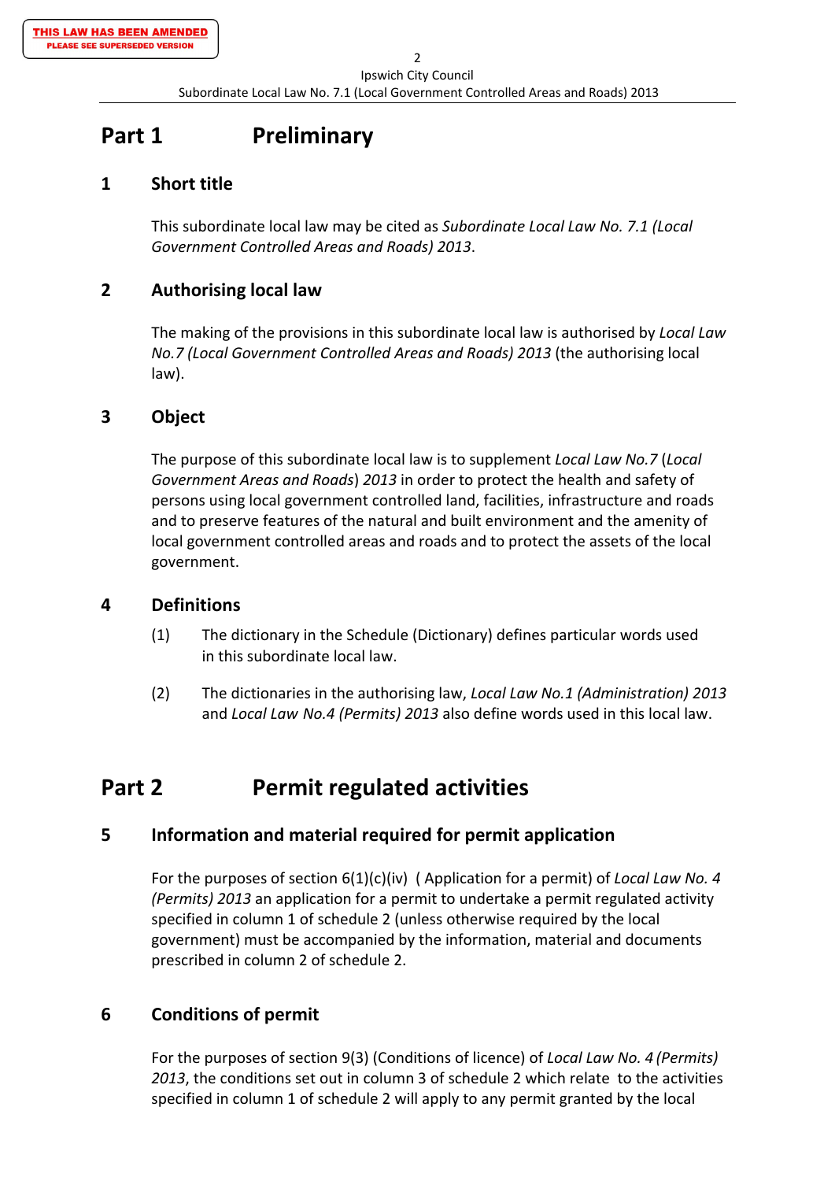# Part 1 Preliminary

## 1 Short title

This subordinate local law may be cited as *Subordinate Local Law No. 7.1 (Local Government Controlled Areas and Roads) 2013*.

## 2 Authorising local law

The making of the provisions in this subordinate local law is authorised by *Local Law No.7 (Local Government Controlled Areas and Roads) 2013* (the authorising local law).

## 3 Object

The purpose of this subordinate local law is to supplement *Local Law No.7* (*Local Government Areas and Roads*) *2013* in order to protect the health and safety of persons using local government controlled land, facilities, infrastructure and roads and to preserve features of the natural and built environment and the amenity of local government controlled areas and roads and to protect the assets of the local government.

## 4 Definitions

(1) The dictionary in the Schedule (Dictionary) defines particular words used in this subordinate local law.

(2) The dictionaries in the authorising law, *Local Law No.1 (Administration) 2013* and *Local Law No.4 (Permits) 2013* also define words used in this local law.

# Part 2 Permit regulated activities

## 5 Information and material required for permit application

For the purposes of section 6(1)(c)(iv) ( Application for a permit) of *Local Law No. 4 (Permits) 2013* an application for a permit to undertake a permit regulated activity specified in column 1 of schedule 2 (unless otherwise required by the local government) must be accompanied by the information, material and documents prescribed in column 2 of schedule 2.

## 6 Conditions of permit

For the purposes of section 9(3) (Conditions of licence) of *Local Law No. 4 (Permits) 2013*, the conditions set out in column 3 of schedule 2 which relate to the activities specified in column 1 of schedule 2 will apply to any permit granted by the local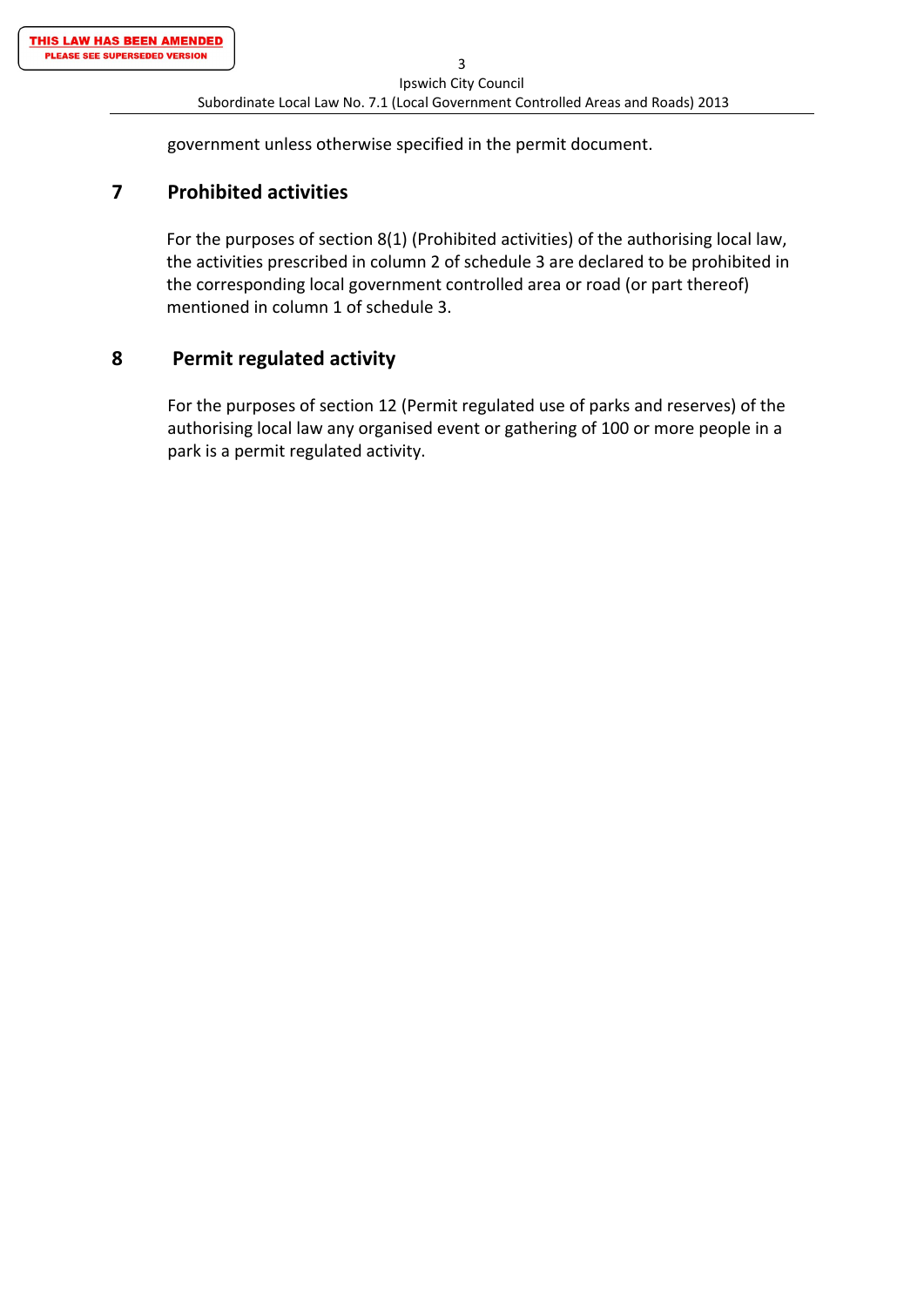government unless otherwise specified in the permit document.

## 7 Prohibited activities

For the purposes of section 8(1) (Prohibited activities) of the authorising local law, the activities prescribed in column 2 of schedule 3 are declared to be prohibited in the corresponding local government controlled area or road (or part thereof) mentioned in column 1 of schedule 3.

## 8 Permit regulated activity

For the purposes of section 12 (Permit regulated use of parks and reserves) of the authorising local law any organised event or gathering of 100 or more people in a park is a permit regulated activity.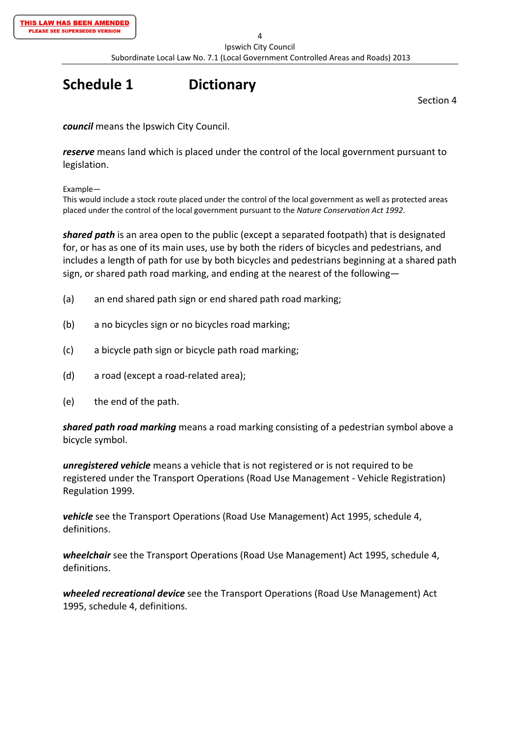# Schedule 1 Dictionary

Section 4

***council*** means the Ipswich City Council.

***reserve*** means land which is placed under the control of the local government pursuant to legislation.

Example—
This would include a stock route placed under the control of the local government as well as protected areas placed under the control of the local government pursuant to the *Nature Conservation Act 1992*.

***shared path*** is an area open to the public (except a separated footpath) that is designated for, or has as one of its main uses, use by both the riders of bicycles and pedestrians, and includes a length of path for use by both bicycles and pedestrians beginning at a shared path sign, or shared path road marking, and ending at the nearest of the following—

(a) an end shared path sign or end shared path road marking;

(b) a no bicycles sign or no bicycles road marking;

(c) a bicycle path sign or bicycle path road marking;

(d) a road (except a road-related area);

(e) the end of the path.

***shared path road marking*** means a road marking consisting of a pedestrian symbol above a bicycle symbol.

***unregistered vehicle*** means a vehicle that is not registered or is not required to be registered under the Transport Operations (Road Use Management - Vehicle Registration) Regulation 1999.

***vehicle*** see the Transport Operations (Road Use Management) Act 1995, schedule 4, definitions.

***wheelchair*** see the Transport Operations (Road Use Management) Act 1995, schedule 4, definitions.

***wheeled recreational device*** see the Transport Operations (Road Use Management) Act 1995, schedule 4, definitions.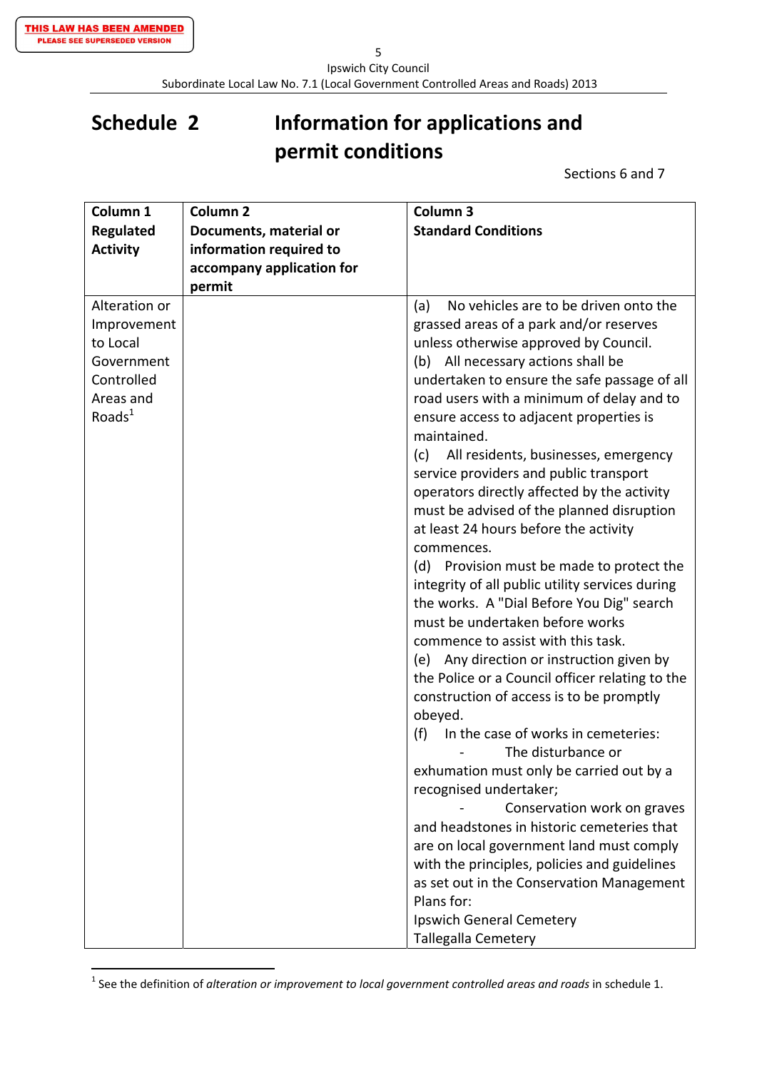THIS LAW HAS BEEN AMENDED
PLEASE SEE SUPERSEDED VERSION

# Schedule 2 Information for applications and permit conditions

Sections 6 and 7

| Column 1 Regulated Activity | Column 2 Documents, material or information required to accompany application for permit | Column 3 Standard Conditions |
|---|---|---|
| Alteration or Improvement to Local Government Controlled Areas and Roads[1] | | (a) No vehicles are to be driven onto the grassed areas of a park and/or reserves unless otherwise approved by Council.<br>(b) All necessary actions shall be undertaken to ensure the safe passage of all road users with a minimum of delay and to ensure access to adjacent properties is maintained.<br>(c) All residents, businesses, emergency service providers and public transport operators directly affected by the activity must be advised of the planned disruption at least 24 hours before the activity commences.<br>(d) Provision must be made to protect the integrity of all public utility services during the works. A "Dial Before You Dig" search must be undertaken before works commence to assist with this task.<br>(e) Any direction or instruction given by the Police or a Council officer relating to the construction of access is to be promptly obeyed.<br>(f) In the case of works in cemeteries:<br>- The disturbance or exhumation must only be carried out by a recognised undertaker;<br>- Conservation work on graves and headstones in historic cemeteries that are on local government land must comply with the principles, policies and guidelines as set out in the Conservation Management Plans for:<br>Ipswich General Cemetery<br>Tallegalla Cemetery |

[1] See the definition of *alteration or improvement to local government controlled areas and roads* in schedule 1.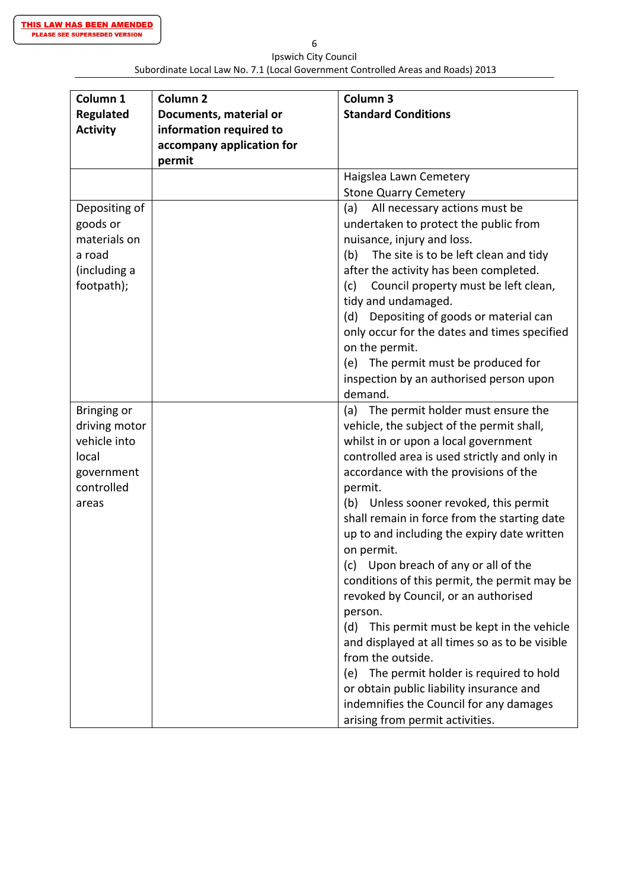| Column 1 Regulated Activity | Column 2 Documents, material or information required to accompany application for permit | Column 3 Standard Conditions |
|---|---|---|
| | | Haigslea Lawn Cemetery<br>Stone Quarry Cemetery |
| Depositing of goods or materials on a road (including a footpath); | | (a) All necessary actions must be undertaken to protect the public from nuisance, injury and loss.<br>(b) The site is to be left clean and tidy after the activity has been completed.<br>(c) Council property must be left clean, tidy and undamaged.<br>(d) Depositing of goods or material can only occur for the dates and times specified on the permit.<br>(e) The permit must be produced for inspection by an authorised person upon demand. |
| Bringing or driving motor vehicle into local government controlled areas | | (a) The permit holder must ensure the vehicle, the subject of the permit shall, whilst in or upon a local government controlled area is used strictly and only in accordance with the provisions of the permit.<br>(b) Unless sooner revoked, this permit shall remain in force from the starting date up to and including the expiry date written on permit.<br>(c) Upon breach of any or all of the conditions of this permit, the permit may be revoked by Council, or an authorised person.<br>(d) This permit must be kept in the vehicle and displayed at all times so as to be visible from the outside.<br>(e) The permit holder is required to hold or obtain public liability insurance and indemnifies the Council for any damages arising from permit activities. |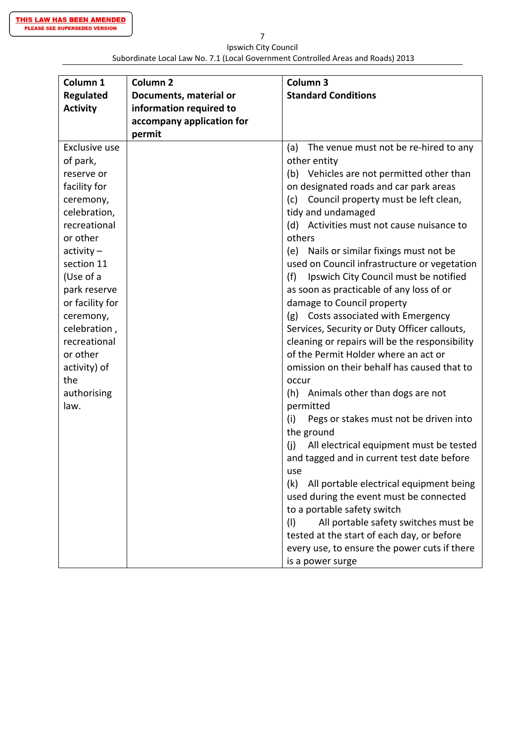THIS LAW HAS BEEN AMENDED
PLEASE SEE SUPERSEDED VERSION

| Column 1 Regulated Activity | Column 2 Documents, material or information required to accompany application for permit | Column 3 Standard Conditions |
|---|---|---|
| Exclusive use of park, reserve or facility for ceremony, celebration, recreational or other activity – section 11 (Use of a park reserve or facility for ceremony, celebration , recreational or other activity) of the authorising law. | | (a) The venue must not be re-hired to any other entity<br>(b) Vehicles are not permitted other than on designated roads and car park areas<br>(c) Council property must be left clean, tidy and undamaged<br>(d) Activities must not cause nuisance to others<br>(e) Nails or similar fixings must not be used on Council infrastructure or vegetation<br>(f) Ipswich City Council must be notified as soon as practicable of any loss of or damage to Council property<br>(g) Costs associated with Emergency Services, Security or Duty Officer callouts, cleaning or repairs will be the responsibility of the Permit Holder where an act or omission on their behalf has caused that to occur<br>(h) Animals other than dogs are not permitted<br>(i) Pegs or stakes must not be driven into the ground<br>(j) All electrical equipment must be tested and tagged and in current test date before use<br>(k) All portable electrical equipment being used during the event must be connected to a portable safety switch<br>(l) All portable safety switches must be tested at the start of each day, or before every use, to ensure the power cuts if there is a power surge |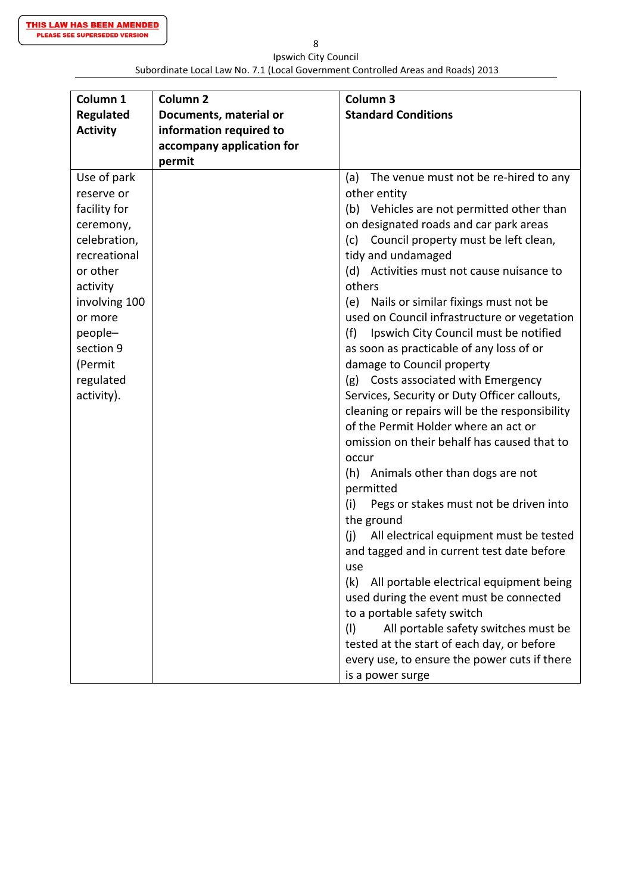| Column 1 Regulated Activity | Column 2 Documents, material or information required to accompany application for permit | Column 3 Standard Conditions |
|---|---|---|
| Use of park reserve or facility for ceremony, celebration, recreational or other activity involving 100 or more people– section 9 (Permit regulated activity). | | (a) The venue must not be re-hired to any other entity<br>(b) Vehicles are not permitted other than on designated roads and car park areas<br>(c) Council property must be left clean, tidy and undamaged<br>(d) Activities must not cause nuisance to others<br>(e) Nails or similar fixings must not be used on Council infrastructure or vegetation<br>(f) Ipswich City Council must be notified as soon as practicable of any loss of or damage to Council property<br>(g) Costs associated with Emergency Services, Security or Duty Officer callouts, cleaning or repairs will be the responsibility of the Permit Holder where an act or omission on their behalf has caused that to occur<br>(h) Animals other than dogs are not permitted<br>(i) Pegs or stakes must not be driven into the ground<br>(j) All electrical equipment must be tested and tagged and in current test date before use<br>(k) All portable electrical equipment being used during the event must be connected to a portable safety switch<br>(l) All portable safety switches must be tested at the start of each day, or before every use, to ensure the power cuts if there is a power surge |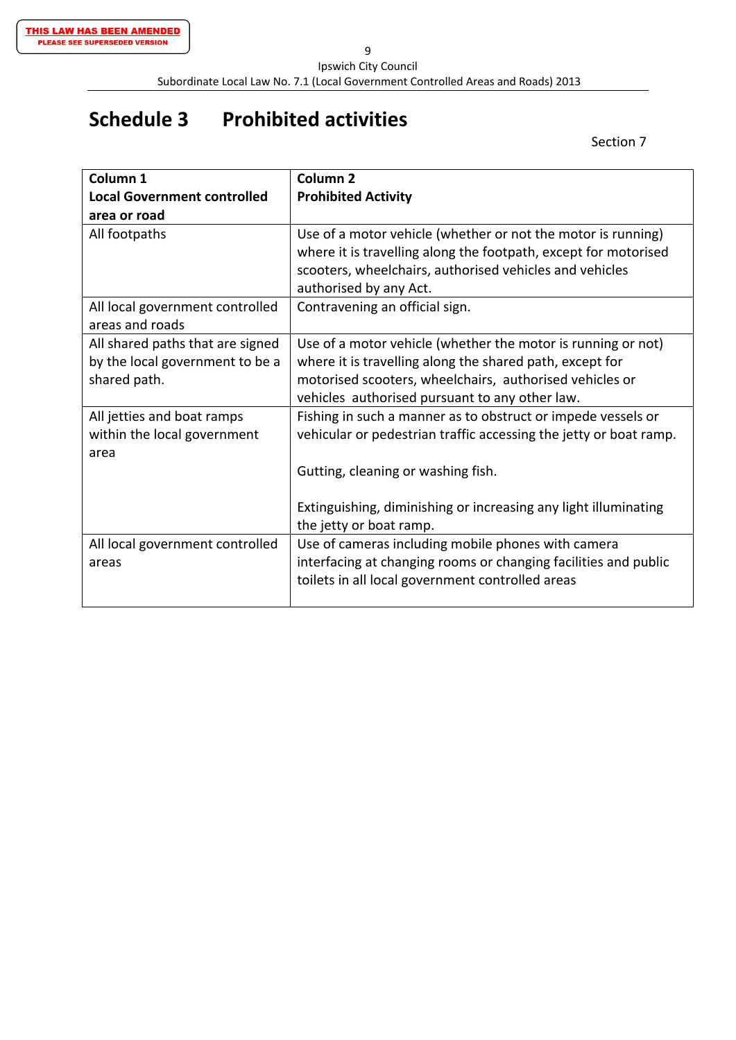# Schedule 3 Prohibited activities

Section 7

| Column 1<br>**Local Government controlled area or road** | Column 2<br>**Prohibited Activity** |
|---|---|
| All footpaths | Use of a motor vehicle (whether or not the motor is running) where it is travelling along the footpath, except for motorised scooters, wheelchairs, authorised vehicles and vehicles authorised by any Act. |
| All local government controlled areas and roads | Contravening an official sign. |
| All shared paths that are signed by the local government to be a shared path. | Use of a motor vehicle (whether the motor is running or not) where it is travelling along the shared path, except for motorised scooters, wheelchairs, authorised vehicles or vehicles authorised pursuant to any other law. |
| All jetties and boat ramps within the local government area | Fishing in such a manner as to obstruct or impede vessels or vehicular or pedestrian traffic accessing the jetty or boat ramp.<br><br>Gutting, cleaning or washing fish.<br><br>Extinguishing, diminishing or increasing any light illuminating the jetty or boat ramp. |
| All local government controlled areas | Use of cameras including mobile phones with camera interfacing at changing rooms or changing facilities and public toilets in all local government controlled areas |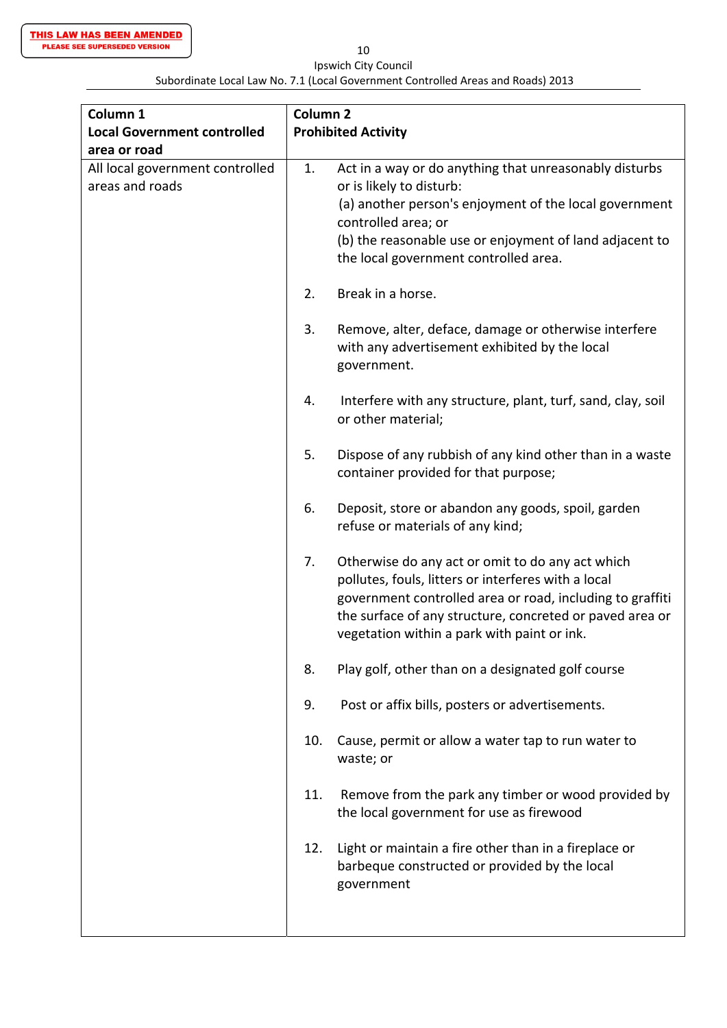THIS LAW HAS BEEN AMENDED
PLEASE SEE SUPERSEDED VERSION

| Column 1<br>**Local Government controlled area or road** | Column 2<br>**Prohibited Activity** |
|---|---|
| All local government controlled areas and roads | 1. Act in a way or do anything that unreasonably disturbs or is likely to disturb:<br>(a) another person's enjoyment of the local government controlled area; or<br>(b) the reasonable use or enjoyment of land adjacent to the local government controlled area.<br><br>2. Break in a horse.<br><br>3. Remove, alter, deface, damage or otherwise interfere with any advertisement exhibited by the local government.<br><br>4. Interfere with any structure, plant, turf, sand, clay, soil or other material;<br><br>5. Dispose of any rubbish of any kind other than in a waste container provided for that purpose;<br><br>6. Deposit, store or abandon any goods, spoil, garden refuse or materials of any kind;<br><br>7. Otherwise do any act or omit to do any act which pollutes, fouls, litters or interferes with a local government controlled area or road, including to graffiti the surface of any structure, concreted or paved area or vegetation within a park with paint or ink.<br><br>8. Play golf, other than on a designated golf course<br><br>9. Post or affix bills, posters or advertisements.<br><br>10. Cause, permit or allow a water tap to run water to waste; or<br><br>11. Remove from the park any timber or wood provided by the local government for use as firewood<br><br>12. Light or maintain a fire other than in a fireplace or barbeque constructed or provided by the local government |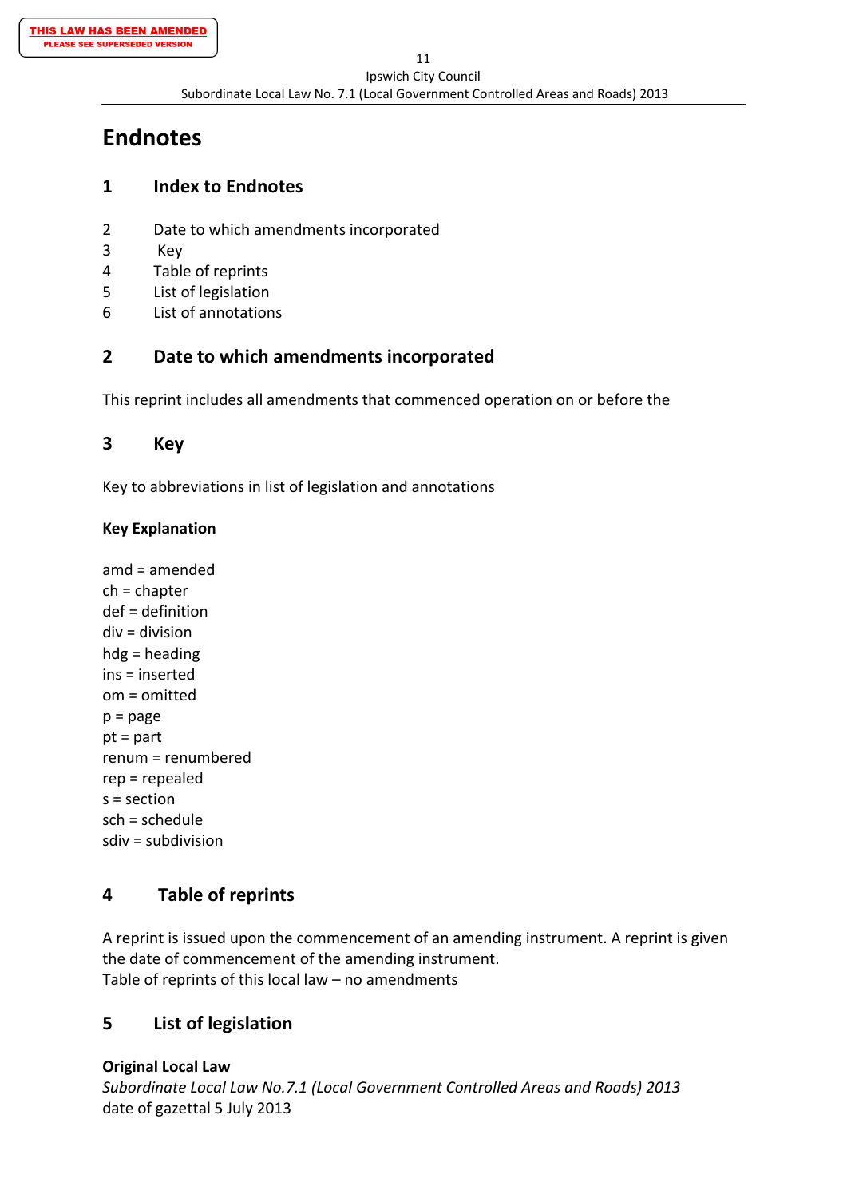# Endnotes

## 1 Index to Endnotes

2 Date to which amendments incorporated
3 Key
4 Table of reprints
5 List of legislation
6 List of annotations

## 2 Date to which amendments incorporated

This reprint includes all amendments that commenced operation on or before the

## 3 Key

Key to abbreviations in list of legislation and annotations

**Key Explanation**

amd = amended
ch = chapter
def = definition
div = division
hdg = heading
ins = inserted
om = omitted
p = page
pt = part
renum = renumbered
rep = repealed
s = section
sch = schedule
sdiv = subdivision

## 4 Table of reprints

A reprint is issued upon the commencement of an amending instrument. A reprint is given the date of commencement of the amending instrument.
Table of reprints of this local law – no amendments

## 5 List of legislation

**Original Local Law**
*Subordinate Local Law No.7.1 (Local Government Controlled Areas and Roads) 2013*
date of gazettal 5 July 2013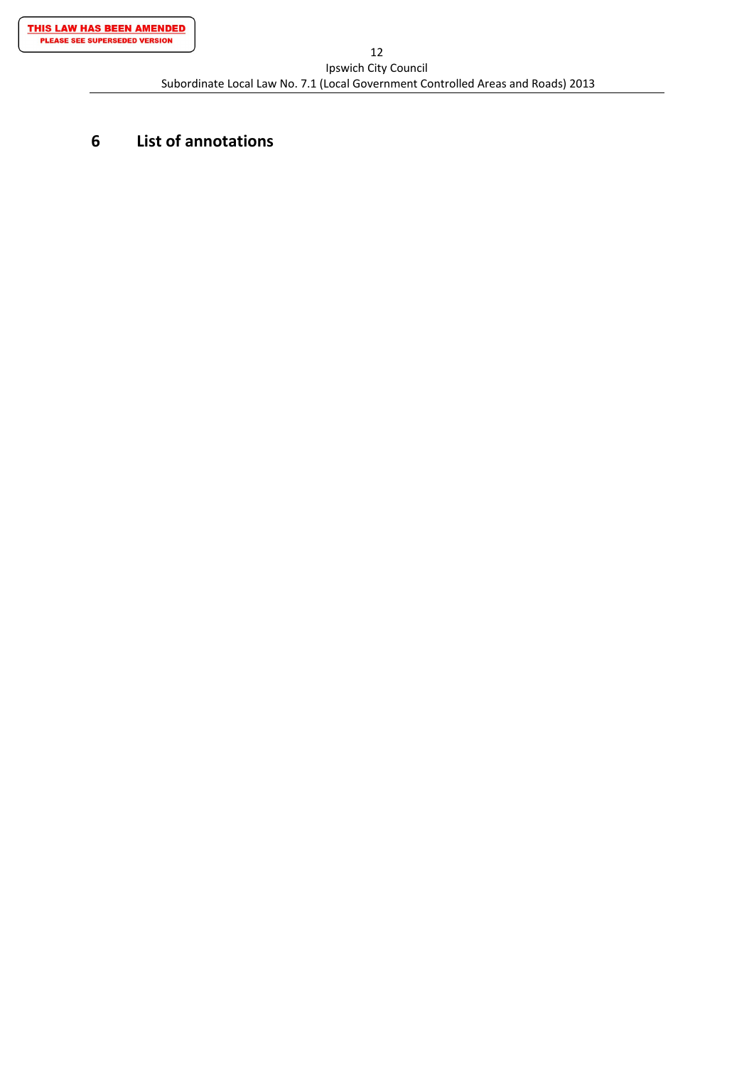THIS LAW HAS BEEN AMENDED
PLEASE SEE SUPERSEDED VERSION

# 6 List of annotations